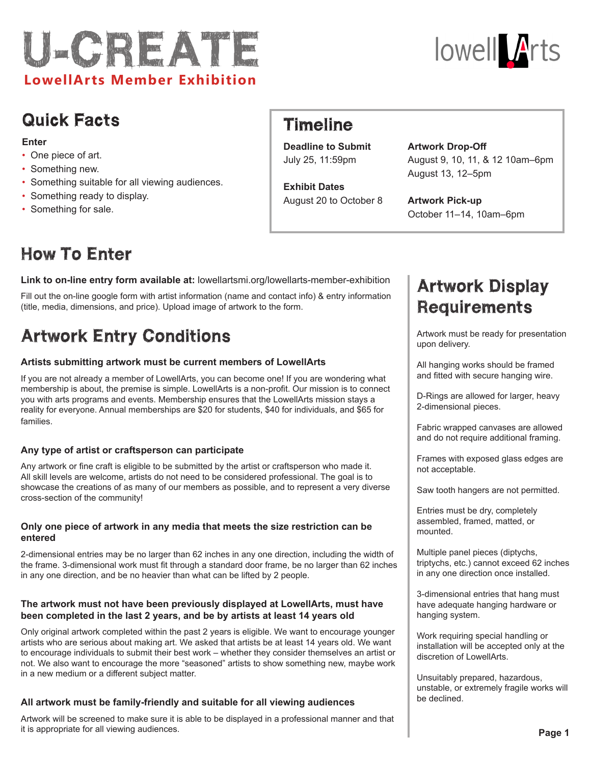# U-CREATE

**LowellArts Member Exhibition**

lowellArts

## Quick Facts

**Enter**

- One piece of art.
- Something new.
- Something suitable for all viewing audiences.
- Something ready to display.
- Something for sale.

## Timeline

**Deadline to Submit**
July 25, 11:59pm

**Exhibit Dates**
August 20 to October 8

**Artwork Drop-Off**
August 9, 10, 11, & 12 10am–6pm
August 13, 12–5pm

**Artwork Pick-up**
October 11–14, 10am–6pm

## How To Enter

**Link to on-line entry form available at:** lowellartsmi.org/lowellarts-member-exhibition

Fill out the on-line google form with artist information (name and contact info) & entry information (title, media, dimensions, and price). Upload image of artwork to the form.

## Artwork Entry Conditions

**Artists submitting artwork must be current members of LowellArts**

If you are not already a member of LowellArts, you can become one! If you are wondering what membership is about, the premise is simple. LowellArts is a non-profit. Our mission is to connect you with arts programs and events. Membership ensures that the LowellArts mission stays a reality for everyone. Annual memberships are $20 for students, $40 for individuals, and $65 for families.

**Any type of artist or craftsperson can participate**

Any artwork or fine craft is eligible to be submitted by the artist or craftsperson who made it. All skill levels are welcome, artists do not need to be considered professional. The goal is to showcase the creations of as many of our members as possible, and to represent a very diverse cross-section of the community!

**Only one piece of artwork in any media that meets the size restriction can be entered**

2-dimensional entries may be no larger than 62 inches in any one direction, including the width of the frame. 3-dimensional work must fit through a standard door frame, be no larger than 62 inches in any one direction, and be no heavier than what can be lifted by 2 people.

**The artwork must not have been previously displayed at LowellArts, must have been completed in the last 2 years, and be by artists at least 14 years old**

Only original artwork completed within the past 2 years is eligible. We want to encourage younger artists who are serious about making art. We asked that artists be at least 14 years old. We want to encourage individuals to submit their best work – whether they consider themselves an artist or not. We also want to encourage the more "seasoned" artists to show something new, maybe work in a new medium or a different subject matter.

**All artwork must be family-friendly and suitable for all viewing audiences**

Artwork will be screened to make sure it is able to be displayed in a professional manner and that it is appropriate for all viewing audiences.

## Artwork Display Requirements

Artwork must be ready for presentation upon delivery.

All hanging works should be framed and fitted with secure hanging wire.

D-Rings are allowed for larger, heavy 2-dimensional pieces.

Fabric wrapped canvases are allowed and do not require additional framing.

Frames with exposed glass edges are not acceptable.

Saw tooth hangers are not permitted.

Entries must be dry, completely assembled, framed, matted, or mounted.

Multiple panel pieces (diptychs, triptychs, etc.) cannot exceed 62 inches in any one direction once installed.

3-dimensional entries that hang must have adequate hanging hardware or hanging system.

Work requiring special handling or installation will be accepted only at the discretion of LowellArts.

Unsuitably prepared, hazardous, unstable, or extremely fragile works will be declined.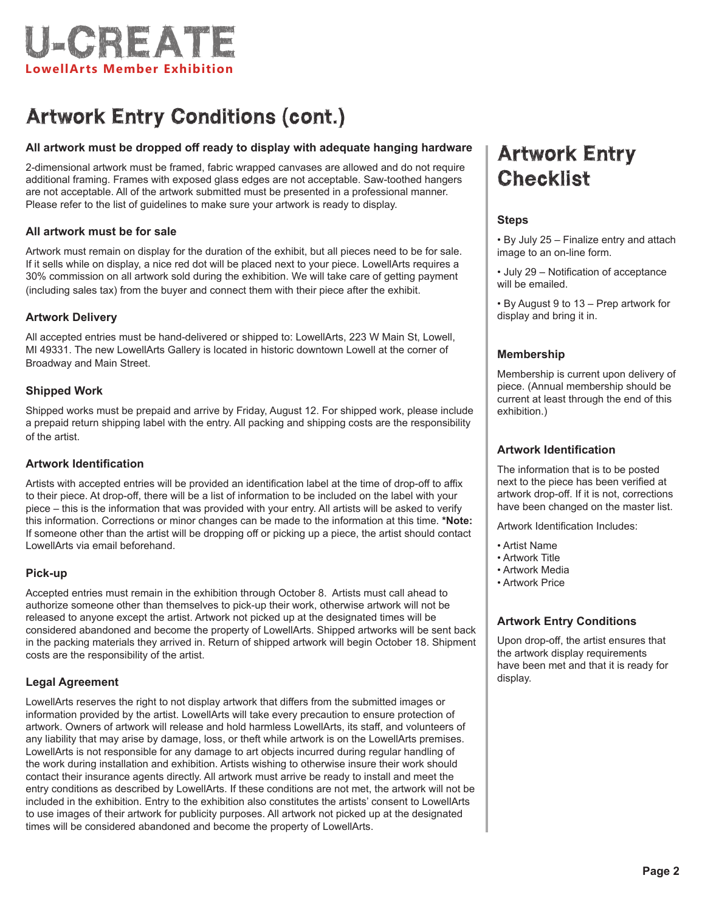# U-CREATE

**LowellArts Member Exhibition**

## Artwork Entry Conditions (cont.)

### All artwork must be dropped off ready to display with adequate hanging hardware

2-dimensional artwork must be framed, fabric wrapped canvases are allowed and do not require additional framing. Frames with exposed glass edges are not acceptable. Saw-toothed hangers are not acceptable. All of the artwork submitted must be presented in a professional manner. Please refer to the list of guidelines to make sure your artwork is ready to display.

### All artwork must be for sale

Artwork must remain on display for the duration of the exhibit, but all pieces need to be for sale. If it sells while on display, a nice red dot will be placed next to your piece. LowellArts requires a 30% commission on all artwork sold during the exhibition. We will take care of getting payment (including sales tax) from the buyer and connect them with their piece after the exhibit.

### Artwork Delivery

All accepted entries must be hand-delivered or shipped to: LowellArts, 223 W Main St, Lowell, MI 49331. The new LowellArts Gallery is located in historic downtown Lowell at the corner of Broadway and Main Street.

### Shipped Work

Shipped works must be prepaid and arrive by Friday, August 12. For shipped work, please include a prepaid return shipping label with the entry. All packing and shipping costs are the responsibility of the artist.

### Artwork Identification

Artists with accepted entries will be provided an identification label at the time of drop-off to affix to their piece. At drop-off, there will be a list of information to be included on the label with your piece – this is the information that was provided with your entry. All artists will be asked to verify this information. Corrections or minor changes can be made to the information at this time. ***Note:** If someone other than the artist will be dropping off or picking up a piece, the artist should contact LowellArts via email beforehand.

### Pick-up

Accepted entries must remain in the exhibition through October 8. Artists must call ahead to authorize someone other than themselves to pick-up their work, otherwise artwork will not be released to anyone except the artist. Artwork not picked up at the designated times will be considered abandoned and become the property of LowellArts. Shipped artworks will be sent back in the packing materials they arrived in. Return of shipped artwork will begin October 18. Shipment costs are the responsibility of the artist.

### Legal Agreement

LowellArts reserves the right to not display artwork that differs from the submitted images or information provided by the artist. LowellArts will take every precaution to ensure protection of artwork. Owners of artwork will release and hold harmless LowellArts, its staff, and volunteers of any liability that may arise by damage, loss, or theft while artwork is on the LowellArts premises. LowellArts is not responsible for any damage to art objects incurred during regular handling of the work during installation and exhibition. Artists wishing to otherwise insure their work should contact their insurance agents directly. All artwork must arrive be ready to install and meet the entry conditions as described by LowellArts. If these conditions are not met, the artwork will not be included in the exhibition. Entry to the exhibition also constitutes the artists' consent to LowellArts to use images of their artwork for publicity purposes. All artwork not picked up at the designated times will be considered abandoned and become the property of LowellArts.

## Artwork Entry Checklist

### Steps

- By July 25 – Finalize entry and attach image to an on-line form.
- July 29 – Notification of acceptance will be emailed.
- By August 9 to 13 – Prep artwork for display and bring it in.

### Membership

Membership is current upon delivery of piece. (Annual membership should be current at least through the end of this exhibition.)

### Artwork Identification

The information that is to be posted next to the piece has been verified at artwork drop-off. If it is not, corrections have been changed on the master list.

Artwork Identification Includes:

- Artist Name
- Artwork Title
- Artwork Media
- Artwork Price

### Artwork Entry Conditions

Upon drop-off, the artist ensures that the artwork display requirements have been met and that it is ready for display.